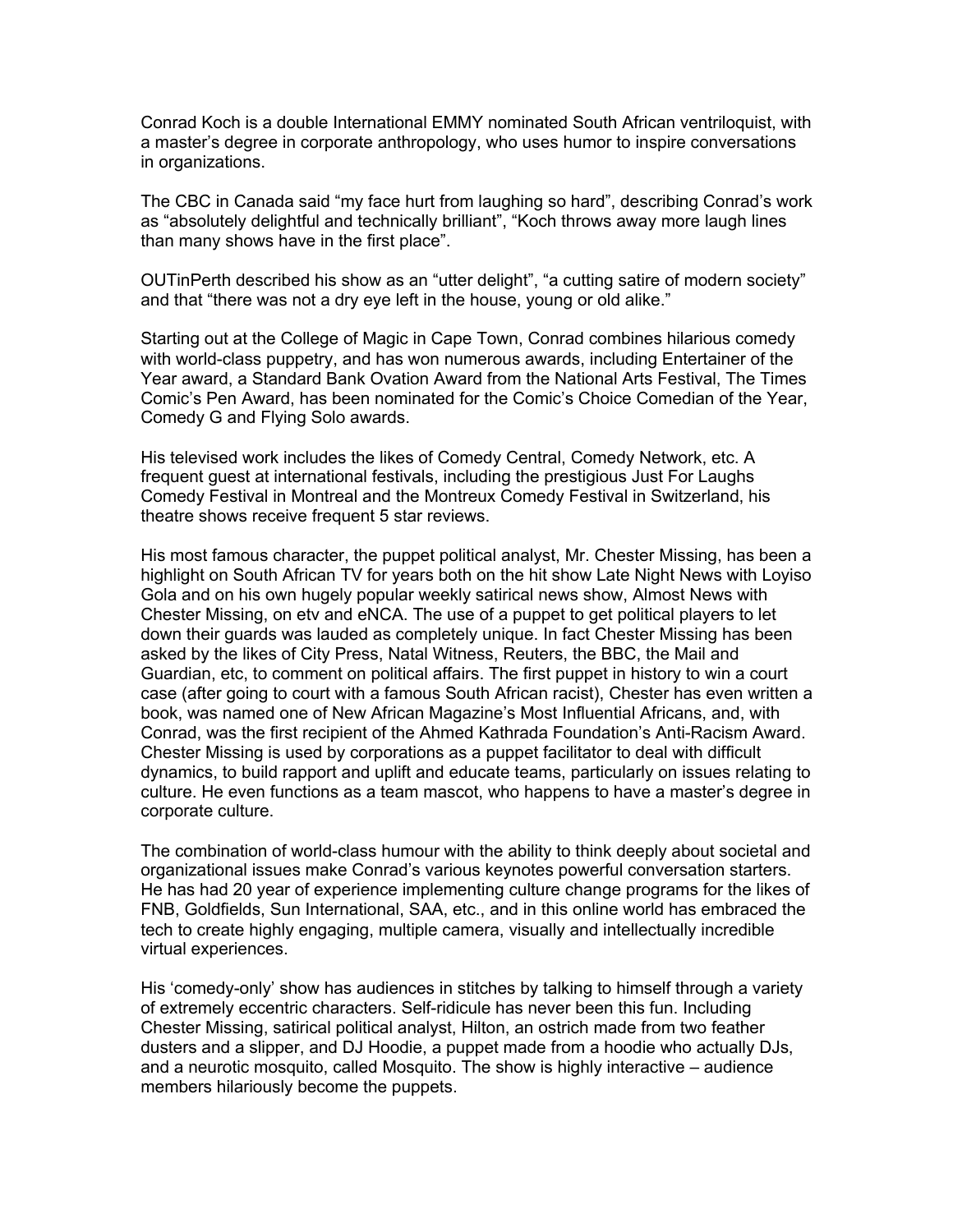Conrad Koch is a double International EMMY nominated South African ventriloquist, with a master's degree in corporate anthropology, who uses humor to inspire conversations in organizations.

The CBC in Canada said "my face hurt from laughing so hard", describing Conrad's work as "absolutely delightful and technically brilliant", "Koch throws away more laugh lines than many shows have in the first place".

OUTinPerth described his show as an "utter delight", "a cutting satire of modern society" and that "there was not a dry eye left in the house, young or old alike."

Starting out at the College of Magic in Cape Town, Conrad combines hilarious comedy with world-class puppetry, and has won numerous awards, including Entertainer of the Year award, a Standard Bank Ovation Award from the National Arts Festival, The Times Comic's Pen Award, has been nominated for the Comic's Choice Comedian of the Year, Comedy G and Flying Solo awards.

His televised work includes the likes of Comedy Central, Comedy Network, etc. A frequent guest at international festivals, including the prestigious Just For Laughs Comedy Festival in Montreal and the Montreux Comedy Festival in Switzerland, his theatre shows receive frequent 5 star reviews.

His most famous character, the puppet political analyst, Mr. Chester Missing, has been a highlight on South African TV for years both on the hit show Late Night News with Loyiso Gola and on his own hugely popular weekly satirical news show, Almost News with Chester Missing, on etv and eNCA. The use of a puppet to get political players to let down their guards was lauded as completely unique. In fact Chester Missing has been asked by the likes of City Press, Natal Witness, Reuters, the BBC, the Mail and Guardian, etc, to comment on political affairs. The first puppet in history to win a court case (after going to court with a famous South African racist), Chester has even written a book, was named one of New African Magazine's Most Influential Africans, and, with Conrad, was the first recipient of the Ahmed Kathrada Foundation's Anti-Racism Award. Chester Missing is used by corporations as a puppet facilitator to deal with difficult dynamics, to build rapport and uplift and educate teams, particularly on issues relating to culture. He even functions as a team mascot, who happens to have a master's degree in corporate culture.

The combination of world-class humour with the ability to think deeply about societal and organizational issues make Conrad's various keynotes powerful conversation starters. He has had 20 year of experience implementing culture change programs for the likes of FNB, Goldfields, Sun International, SAA, etc., and in this online world has embraced the tech to create highly engaging, multiple camera, visually and intellectually incredible virtual experiences.

His 'comedy-only' show has audiences in stitches by talking to himself through a variety of extremely eccentric characters. Self-ridicule has never been this fun. Including Chester Missing, satirical political analyst, Hilton, an ostrich made from two feather dusters and a slipper, and DJ Hoodie, a puppet made from a hoodie who actually DJs, and a neurotic mosquito, called Mosquito. The show is highly interactive – audience members hilariously become the puppets.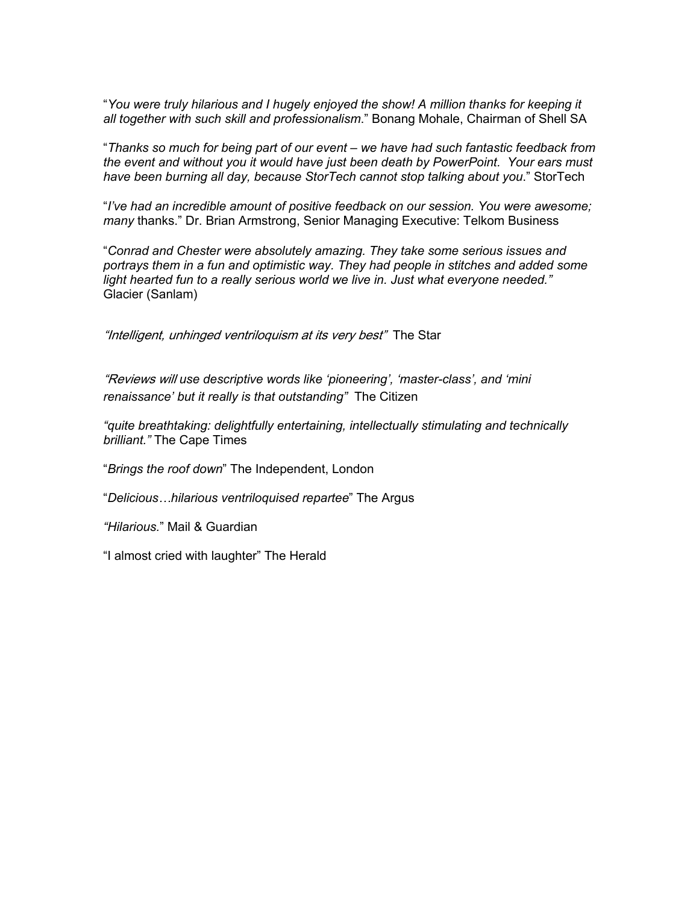"*You were truly hilarious and I hugely enjoyed the show! A million thanks for keeping it all together with such skill and professionalism*." Bonang Mohale, Chairman of Shell SA

"*Thanks so much for being part of our event – we have had such fantastic feedback from the event and without you it would have just been death by PowerPoint. Your ears must have been burning all day, because StorTech cannot stop talking about you*." StorTech

"*I've had an incredible amount of positive feedback on our session. You were awesome; many* thanks." Dr. Brian Armstrong, Senior Managing Executive: Telkom Business

"*Conrad and Chester were absolutely amazing. They take some serious issues and portrays them in a fun and optimistic way. They had people in stitches and added some light hearted fun to a really serious world we live in. Just what everyone needed."* Glacier (Sanlam)

*"Intelligent, unhinged ventriloquism at its very best"* The Star

*"Reviews will use descriptive words like 'pioneering', 'master-class', and 'mini renaissance' but it really is that outstanding"* The Citizen

*"quite breathtaking: delightfully entertaining, intellectually stimulating and technically brilliant."* The Cape Times

"*Brings the roof down*" The Independent, London

"*Delicious…hilarious ventriloquised repartee*" The Argus

*"Hilarious.*" Mail & Guardian

"I almost cried with laughter" The Herald